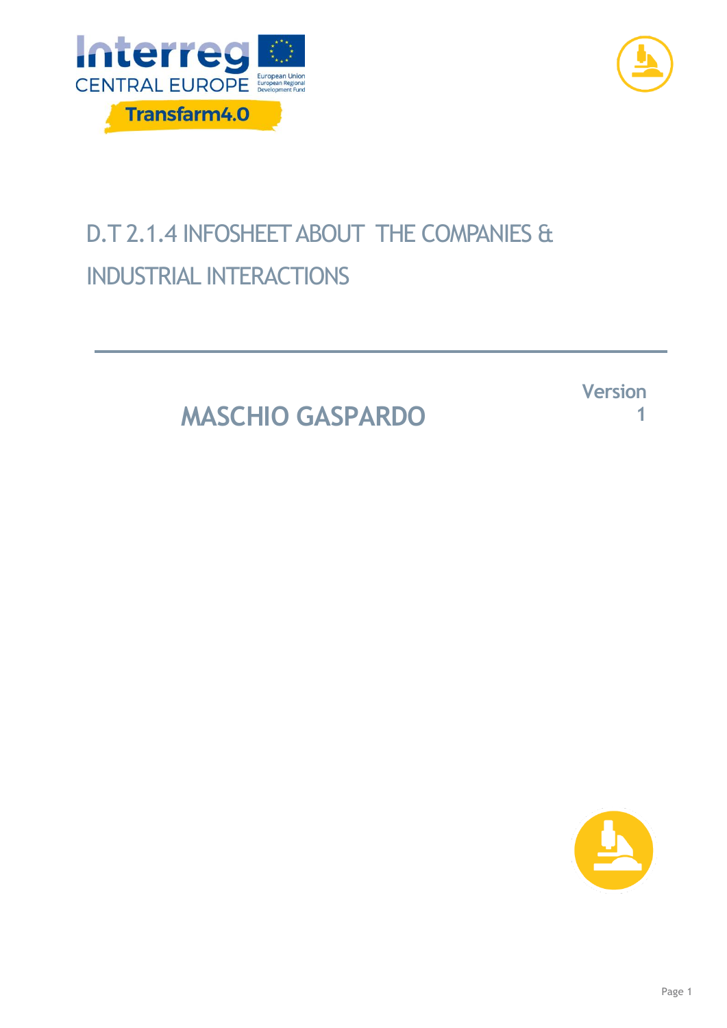# D.T 2.1.4 INFOSHEET ABOUT THE COMPANIES & INDUSTRIAL INTERACTIONS

## MASCHIO GASPARDO

Version 1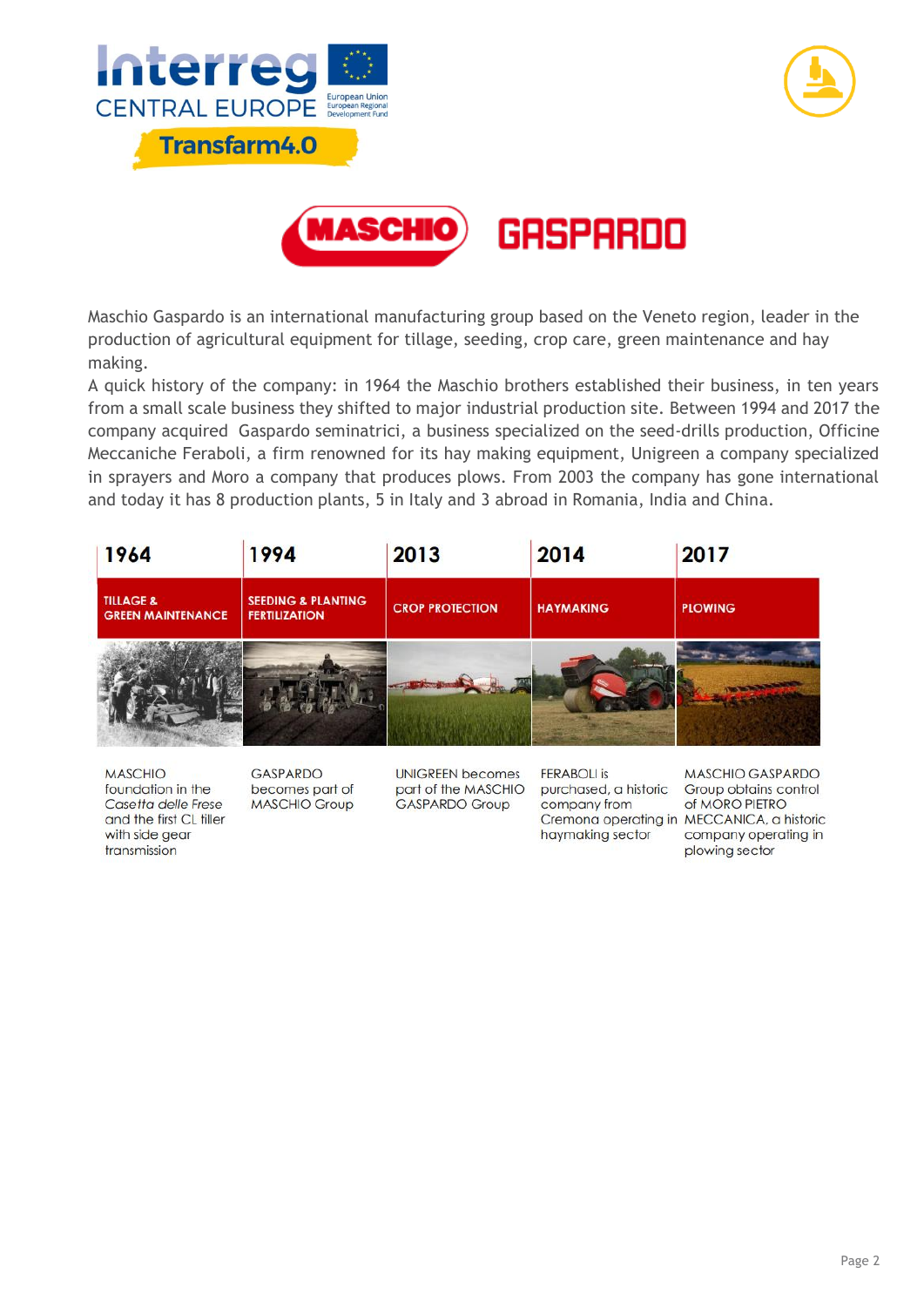Maschio Gaspardo is an international manufacturing group based on the Veneto region, leader in the production of agricultural equipment for tillage, seeding, crop care, green maintenance and hay making.

A quick history of the company: in 1964 the Maschio brothers established their business, in ten years from a small scale business they shifted to major industrial production site. Between 1994 and 2017 the company acquired Gaspardo seminatrici, a business specialized on the seed-drills production, Officine Meccaniche Feraboli, a firm renowned for its hay making equipment, Unigreen a company specialized in sprayers and Moro a company that produces plows. From 2003 the company has gone international and today it has 8 production plants, 5 in Italy and 3 abroad in Romania, India and China.

| 1964 | 1994 | 2013 | 2014 | 2017 |
|---|---|---|---|---|
| TILLAGE & GREEN MAINTENANCE | SEEDING & PLANTING FERTILIZATION | CROP PROTECTION | HAYMAKING | PLOWING |
| MASCHIO foundation in the *Casetta delle Frese* and the first CL tiller with side gear transmission | GASPARDO becomes part of MASCHIO Group | UNIGREEN becomes part of the MASCHIO GASPARDO Group | FERABOLI is purchased, a historic company from Cremona operating in haymaking sector | MASCHIO GASPARDO Group obtains control of MORO PIETRO MECCANICA, a historic company operating in plowing sector |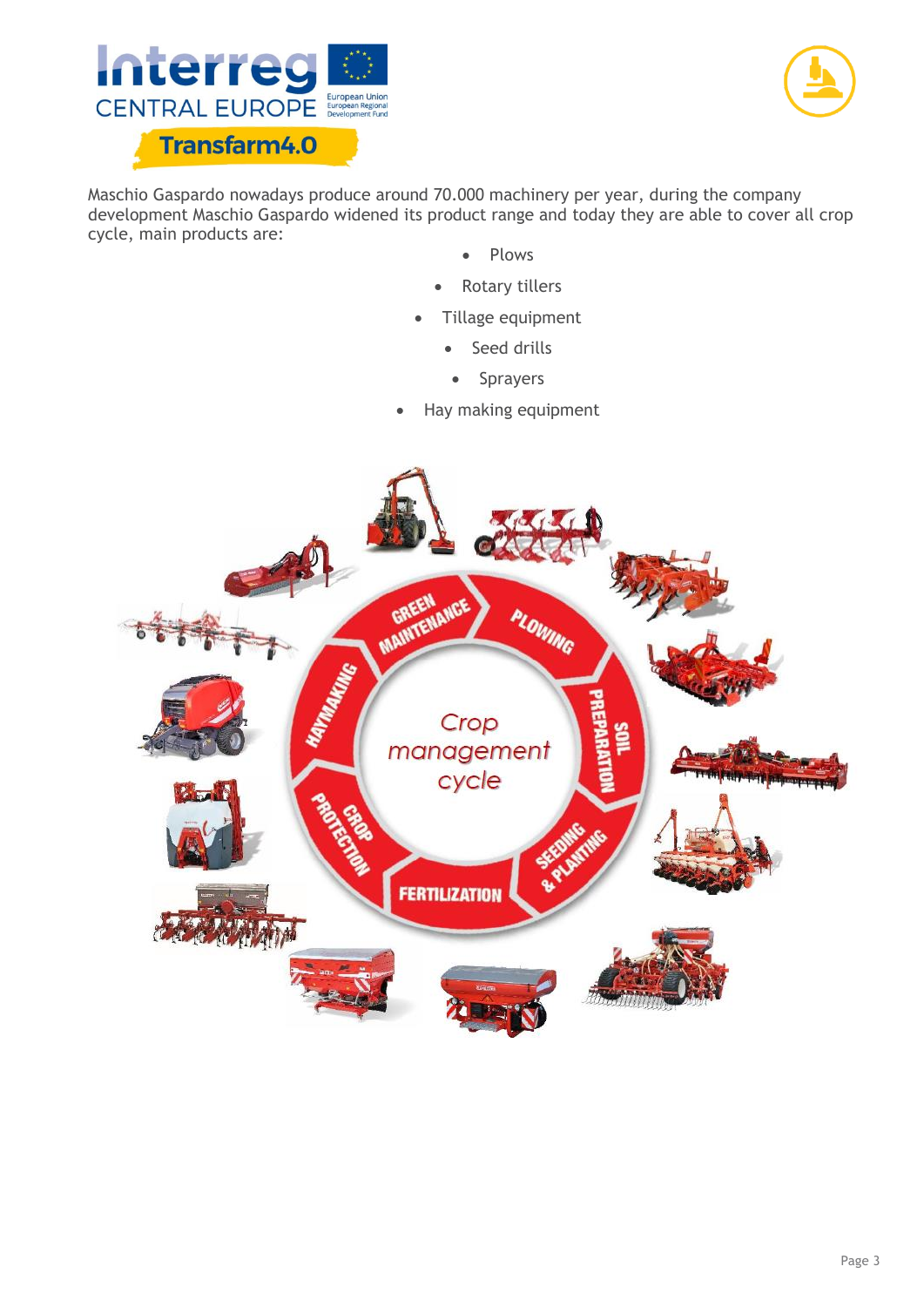Maschio Gaspardo nowadays produce around 70.000 machinery per year, during the company development Maschio Gaspardo widened its product range and today they are able to cover all crop cycle, main products are:

- Plows
- Rotary tillers
- Tillage equipment
- Seed drills
- Sprayers
- Hay making equipment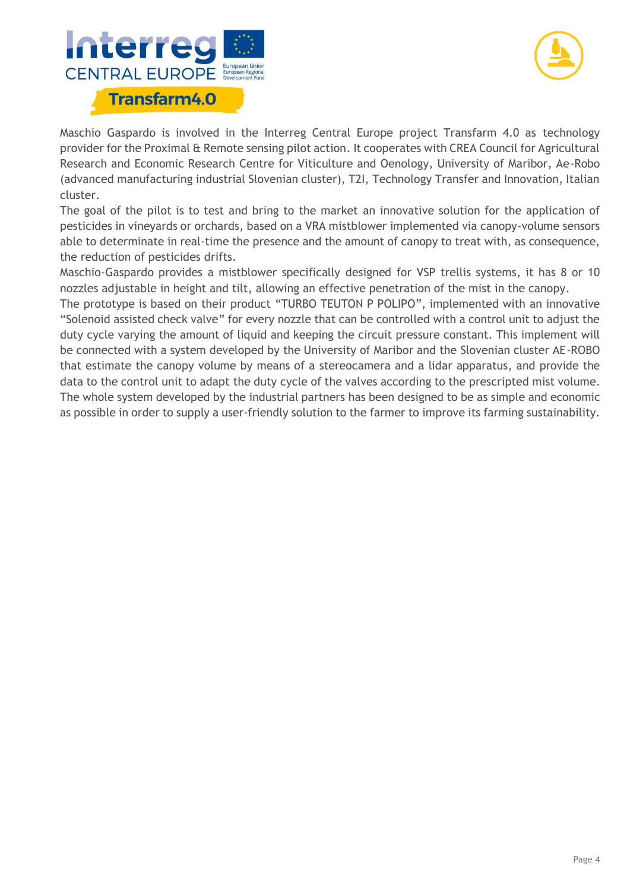Maschio Gaspardo is involved in the Interreg Central Europe project Transfarm 4.0 as technology provider for the Proximal & Remote sensing pilot action. It cooperates with CREA Council for Agricultural Research and Economic Research Centre for Viticulture and Oenology, University of Maribor, Ae-Robo (advanced manufacturing industrial Slovenian cluster), T2I, Technology Transfer and Innovation, Italian cluster.

The goal of the pilot is to test and bring to the market an innovative solution for the application of pesticides in vineyards or orchards, based on a VRA mistblower implemented via canopy-volume sensors able to determinate in real-time the presence and the amount of canopy to treat with, as consequence, the reduction of pesticides drifts.

Maschio-Gaspardo provides a mistblower specifically designed for VSP trellis systems, it has 8 or 10 nozzles adjustable in height and tilt, allowing an effective penetration of the mist in the canopy.

The prototype is based on their product "TURBO TEUTON P POLIPO", implemented with an innovative "Solenoid assisted check valve" for every nozzle that can be controlled with a control unit to adjust the duty cycle varying the amount of liquid and keeping the circuit pressure constant. This implement will be connected with a system developed by the University of Maribor and the Slovenian cluster AE-ROBO that estimate the canopy volume by means of a stereocamera and a lidar apparatus, and provide the data to the control unit to adapt the duty cycle of the valves according to the prescripted mist volume.

The whole system developed by the industrial partners has been designed to be as simple and economic as possible in order to supply a user-friendly solution to the farmer to improve its farming sustainability.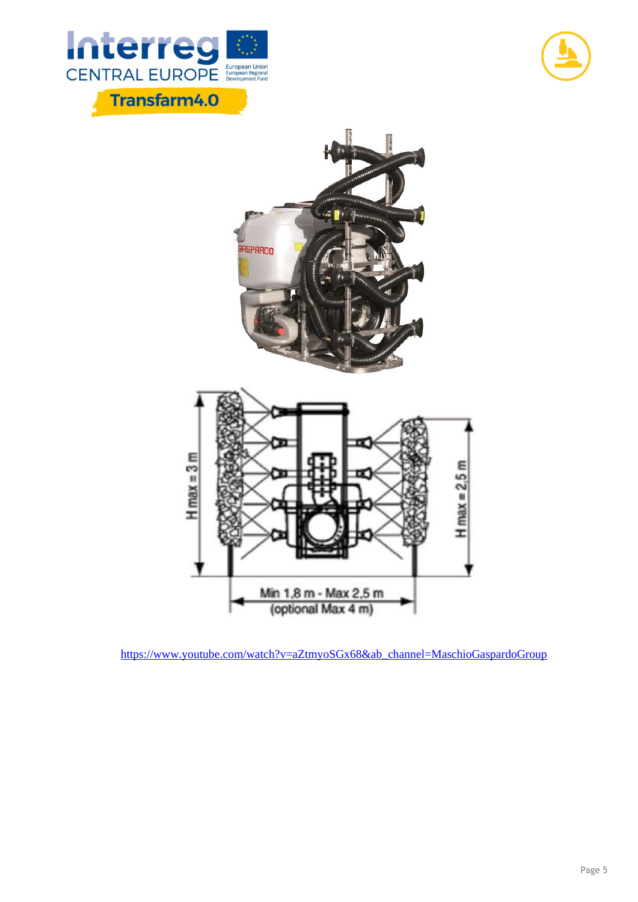H max = 3 m

H max = 2,5 m

Min 1,8 m - Max 2,5 m
(optional Max 4 m)

https://www.youtube.com/watch?v=aZtmyoSGx68&ab_channel=MaschioGaspardoGroup